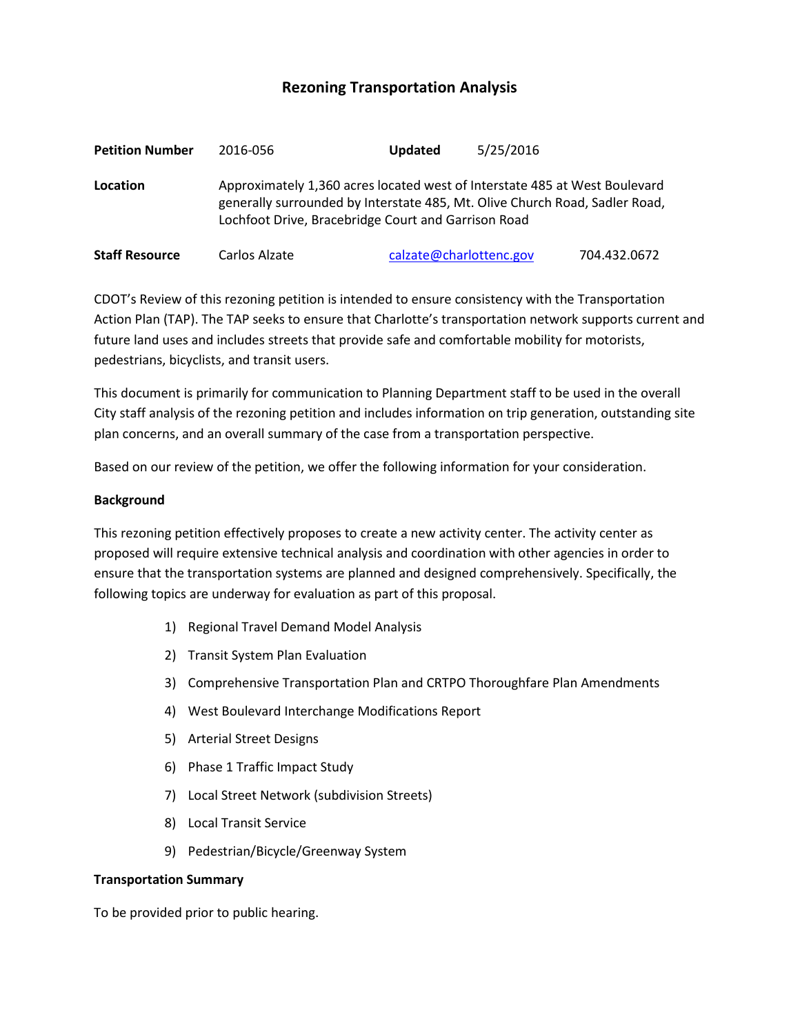# Rezoning Transportation Analysis

| | | | | |
|---|---|---|---|---|
| **Petition Number** | 2016-056 | **Updated** | 5/25/2016 | |
| **Location** | Approximately 1,360 acres located west of Interstate 485 at West Boulevard generally surrounded by Interstate 485, Mt. Olive Church Road, Sadler Road, Lochfoot Drive, Bracebridge Court and Garrison Road | | | |
| **Staff Resource** | Carlos Alzate | calzate@charlottenc.gov | | 704.432.0672 |

CDOT's Review of this rezoning petition is intended to ensure consistency with the Transportation Action Plan (TAP). The TAP seeks to ensure that Charlotte's transportation network supports current and future land uses and includes streets that provide safe and comfortable mobility for motorists, pedestrians, bicyclists, and transit users.

This document is primarily for communication to Planning Department staff to be used in the overall City staff analysis of the rezoning petition and includes information on trip generation, outstanding site plan concerns, and an overall summary of the case from a transportation perspective.

Based on our review of the petition, we offer the following information for your consideration.

**Background**

This rezoning petition effectively proposes to create a new activity center. The activity center as proposed will require extensive technical analysis and coordination with other agencies in order to ensure that the transportation systems are planned and designed comprehensively. Specifically, the following topics are underway for evaluation as part of this proposal.

1) Regional Travel Demand Model Analysis
2) Transit System Plan Evaluation
3) Comprehensive Transportation Plan and CRTPO Thoroughfare Plan Amendments
4) West Boulevard Interchange Modifications Report
5) Arterial Street Designs
6) Phase 1 Traffic Impact Study
7) Local Street Network (subdivision Streets)
8) Local Transit Service
9) Pedestrian/Bicycle/Greenway System

**Transportation Summary**

To be provided prior to public hearing.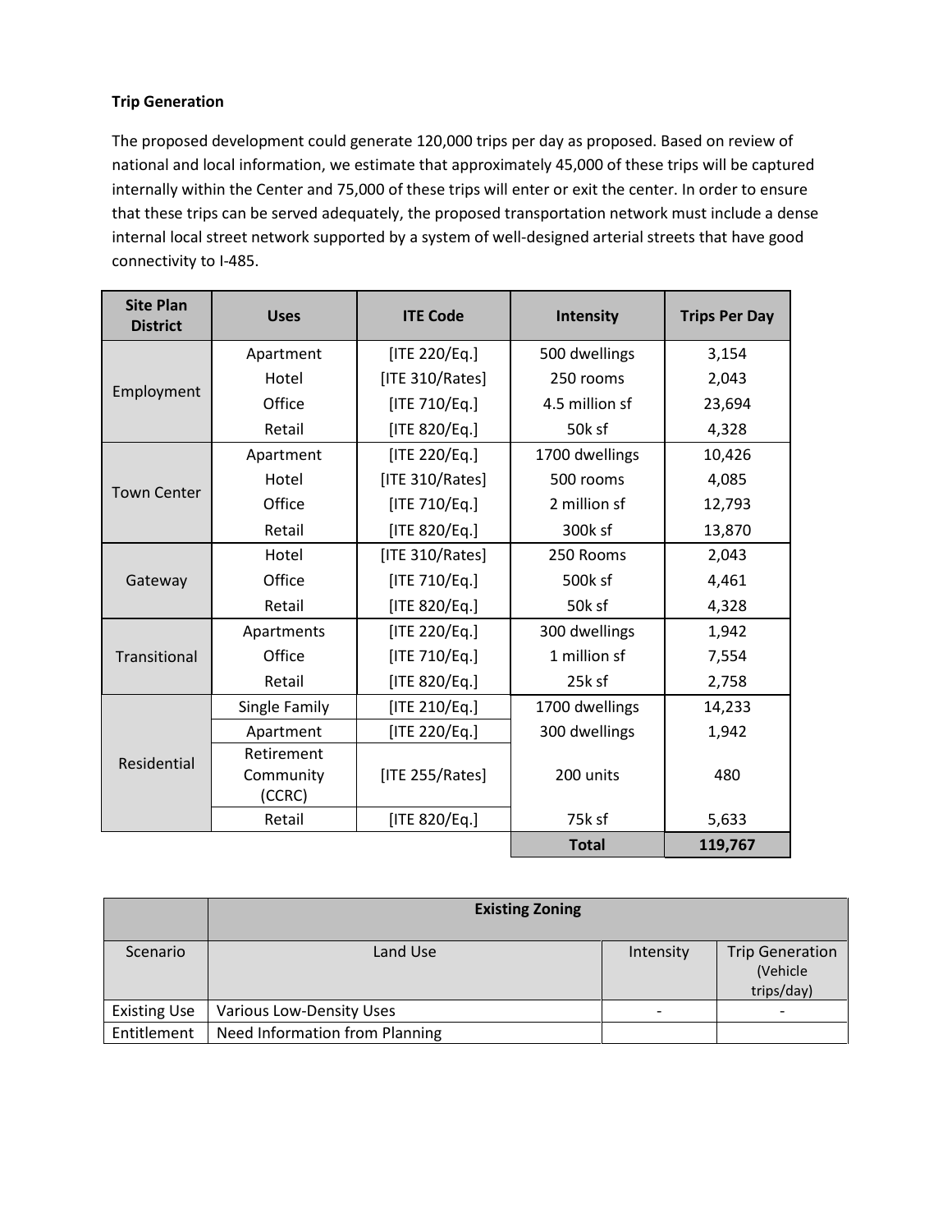**Trip Generation**

The proposed development could generate 120,000 trips per day as proposed. Based on review of national and local information, we estimate that approximately 45,000 of these trips will be captured internally within the Center and 75,000 of these trips will enter or exit the center. In order to ensure that these trips can be served adequately, the proposed transportation network must include a dense internal local street network supported by a system of well-designed arterial streets that have good connectivity to I-485.

| Site Plan District | Uses | ITE Code | Intensity | Trips Per Day |
|---|---|---|---|---|
| Employment | Apartment | [ITE 220/Eq.] | 500 dwellings | 3,154 |
| | Hotel | [ITE 310/Rates] | 250 rooms | 2,043 |
| | Office | [ITE 710/Eq.] | 4.5 million sf | 23,694 |
| | Retail | [ITE 820/Eq.] | 50k sf | 4,328 |
| Town Center | Apartment | [ITE 220/Eq.] | 1700 dwellings | 10,426 |
| | Hotel | [ITE 310/Rates] | 500 rooms | 4,085 |
| | Office | [ITE 710/Eq.] | 2 million sf | 12,793 |
| | Retail | [ITE 820/Eq.] | 300k sf | 13,870 |
| Gateway | Hotel | [ITE 310/Rates] | 250 Rooms | 2,043 |
| | Office | [ITE 710/Eq.] | 500k sf | 4,461 |
| | Retail | [ITE 820/Eq.] | 50k sf | 4,328 |
| Transitional | Apartments | [ITE 220/Eq.] | 300 dwellings | 1,942 |
| | Office | [ITE 710/Eq.] | 1 million sf | 7,554 |
| | Retail | [ITE 820/Eq.] | 25k sf | 2,758 |
| Residential | Single Family | [ITE 210/Eq.] | 1700 dwellings | 14,233 |
| | Apartment | [ITE 220/Eq.] | 300 dwellings | 1,942 |
| | Retirement Community (CCRC) | [ITE 255/Rates] | 200 units | 480 |
| | Retail | [ITE 820/Eq.] | 75k sf | 5,633 |
| | | | **Total** | **119,767** |

| | Existing Zoning | | |
|---|---|---|---|
| Scenario | Land Use | Intensity | Trip Generation (Vehicle trips/day) |
| Existing Use | Various Low-Density Uses | - | - |
| Entitlement | Need Information from Planning | | |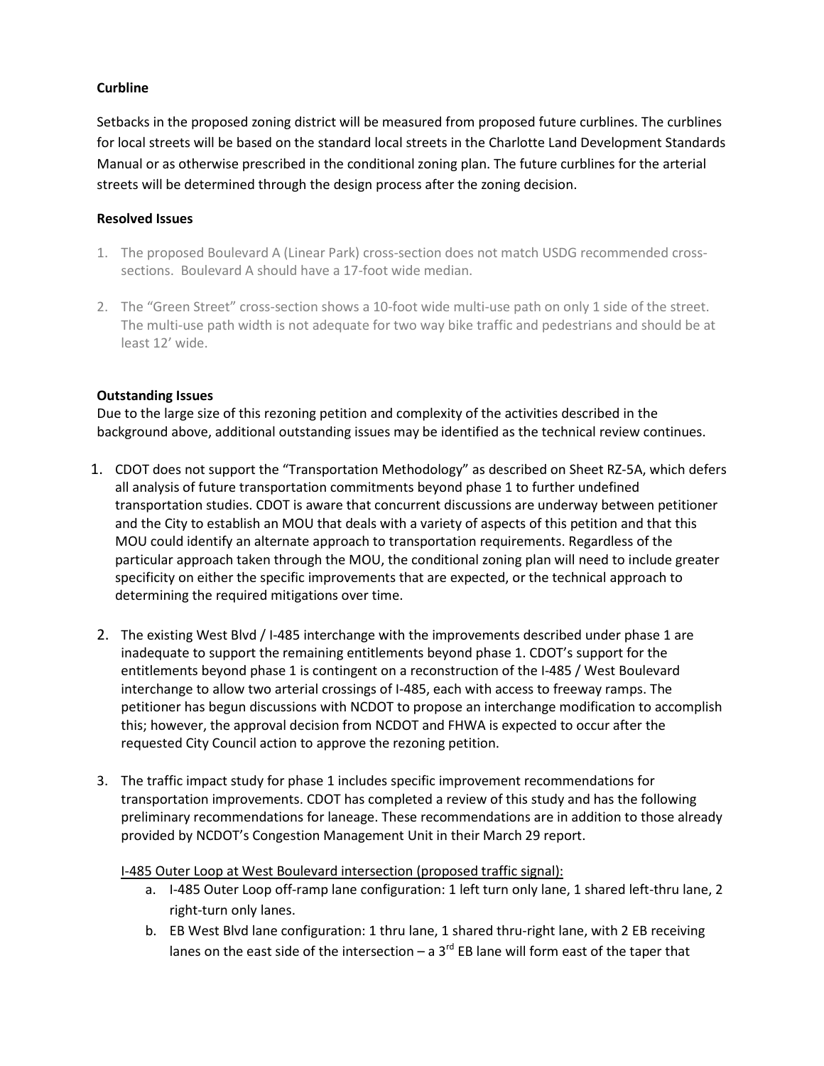**Curbline**

Setbacks in the proposed zoning district will be measured from proposed future curblines. The curblines for local streets will be based on the standard local streets in the Charlotte Land Development Standards Manual or as otherwise prescribed in the conditional zoning plan. The future curblines for the arterial streets will be determined through the design process after the zoning decision.

**Resolved Issues**

1. The proposed Boulevard A (Linear Park) cross-section does not match USDG recommended cross-sections. Boulevard A should have a 17-foot wide median.

2. The "Green Street" cross-section shows a 10-foot wide multi-use path on only 1 side of the street. The multi-use path width is not adequate for two way bike traffic and pedestrians and should be at least 12' wide.

**Outstanding Issues**

Due to the large size of this rezoning petition and complexity of the activities described in the background above, additional outstanding issues may be identified as the technical review continues.

1. CDOT does not support the "Transportation Methodology" as described on Sheet RZ-5A, which defers all analysis of future transportation commitments beyond phase 1 to further undefined transportation studies. CDOT is aware that concurrent discussions are underway between petitioner and the City to establish an MOU that deals with a variety of aspects of this petition and that this MOU could identify an alternate approach to transportation requirements. Regardless of the particular approach taken through the MOU, the conditional zoning plan will need to include greater specificity on either the specific improvements that are expected, or the technical approach to determining the required mitigations over time.

2. The existing West Blvd / I-485 interchange with the improvements described under phase 1 are inadequate to support the remaining entitlements beyond phase 1. CDOT's support for the entitlements beyond phase 1 is contingent on a reconstruction of the I-485 / West Boulevard interchange to allow two arterial crossings of I-485, each with access to freeway ramps. The petitioner has begun discussions with NCDOT to propose an interchange modification to accomplish this; however, the approval decision from NCDOT and FHWA is expected to occur after the requested City Council action to approve the rezoning petition.

3. The traffic impact study for phase 1 includes specific improvement recommendations for transportation improvements. CDOT has completed a review of this study and has the following preliminary recommendations for laneage. These recommendations are in addition to those already provided by NCDOT's Congestion Management Unit in their March 29 report.

   I-485 Outer Loop at West Boulevard intersection (proposed traffic signal):

   a. I-485 Outer Loop off-ramp lane configuration: 1 left turn only lane, 1 shared left-thru lane, 2 right-turn only lanes.
   b. EB West Blvd lane configuration: 1 thru lane, 1 shared thru-right lane, with 2 EB receiving lanes on the east side of the intersection – a 3rd EB lane will form east of the taper that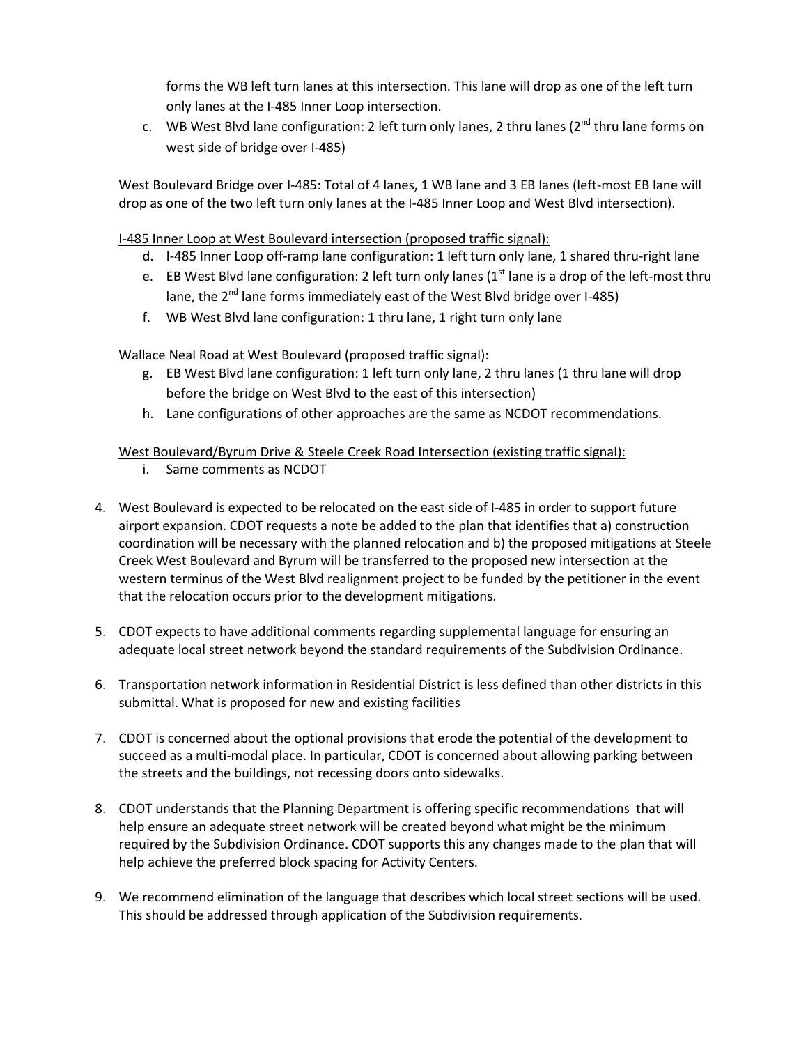forms the WB left turn lanes at this intersection. This lane will drop as one of the left turn only lanes at the I-485 Inner Loop intersection.

c. WB West Blvd lane configuration: 2 left turn only lanes, 2 thru lanes (2nd thru lane forms on west side of bridge over I-485)

West Boulevard Bridge over I-485: Total of 4 lanes, 1 WB lane and 3 EB lanes (left-most EB lane will drop as one of the two left turn only lanes at the I-485 Inner Loop and West Blvd intersection).

I-485 Inner Loop at West Boulevard intersection (proposed traffic signal):

d. I-485 Inner Loop off-ramp lane configuration: 1 left turn only lane, 1 shared thru-right lane
e. EB West Blvd lane configuration: 2 left turn only lanes (1st lane is a drop of the left-most thru lane, the 2nd lane forms immediately east of the West Blvd bridge over I-485)
f. WB West Blvd lane configuration: 1 thru lane, 1 right turn only lane

Wallace Neal Road at West Boulevard (proposed traffic signal):

g. EB West Blvd lane configuration: 1 left turn only lane, 2 thru lanes (1 thru lane will drop before the bridge on West Blvd to the east of this intersection)
h. Lane configurations of other approaches are the same as NCDOT recommendations.

West Boulevard/Byrum Drive & Steele Creek Road Intersection (existing traffic signal):

i. Same comments as NCDOT

4. West Boulevard is expected to be relocated on the east side of I-485 in order to support future airport expansion. CDOT requests a note be added to the plan that identifies that a) construction coordination will be necessary with the planned relocation and b) the proposed mitigations at Steele Creek West Boulevard and Byrum will be transferred to the proposed new intersection at the western terminus of the West Blvd realignment project to be funded by the petitioner in the event that the relocation occurs prior to the development mitigations.

5. CDOT expects to have additional comments regarding supplemental language for ensuring an adequate local street network beyond the standard requirements of the Subdivision Ordinance.

6. Transportation network information in Residential District is less defined than other districts in this submittal. What is proposed for new and existing facilities

7. CDOT is concerned about the optional provisions that erode the potential of the development to succeed as a multi-modal place. In particular, CDOT is concerned about allowing parking between the streets and the buildings, not recessing doors onto sidewalks.

8. CDOT understands that the Planning Department is offering specific recommendations that will help ensure an adequate street network will be created beyond what might be the minimum required by the Subdivision Ordinance. CDOT supports this any changes made to the plan that will help achieve the preferred block spacing for Activity Centers.

9. We recommend elimination of the language that describes which local street sections will be used. This should be addressed through application of the Subdivision requirements.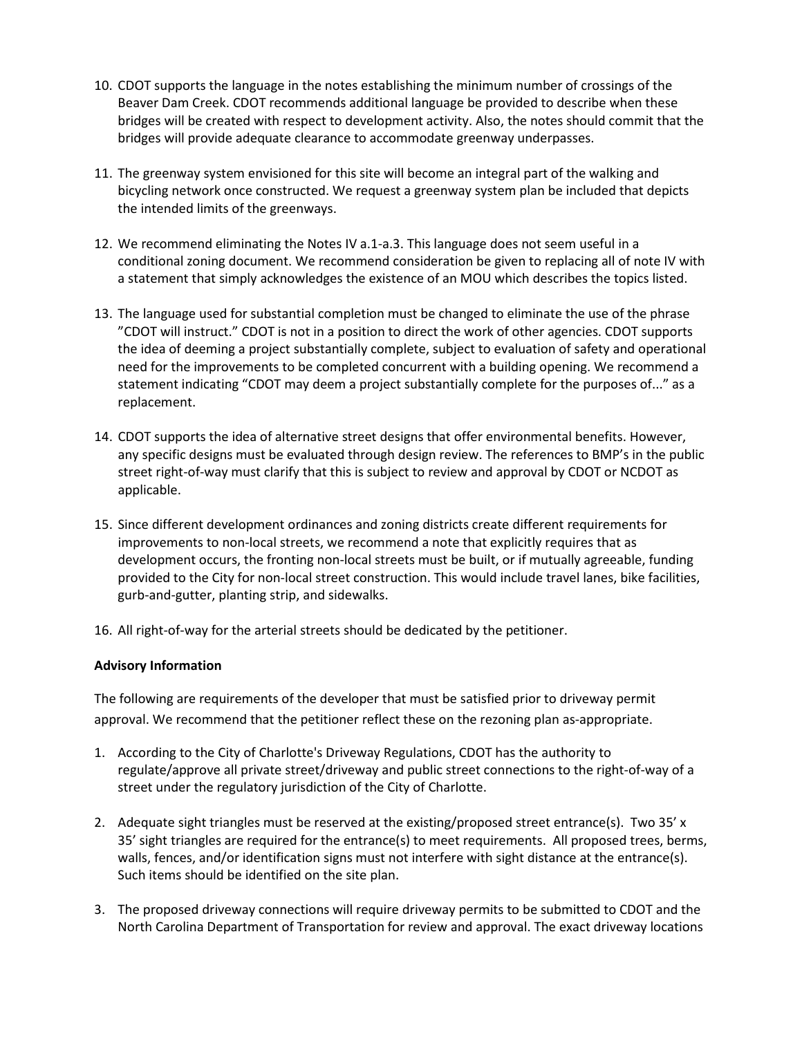10. CDOT supports the language in the notes establishing the minimum number of crossings of the Beaver Dam Creek. CDOT recommends additional language be provided to describe when these bridges will be created with respect to development activity. Also, the notes should commit that the bridges will provide adequate clearance to accommodate greenway underpasses.

11. The greenway system envisioned for this site will become an integral part of the walking and bicycling network once constructed. We request a greenway system plan be included that depicts the intended limits of the greenways.

12. We recommend eliminating the Notes IV a.1-a.3. This language does not seem useful in a conditional zoning document. We recommend consideration be given to replacing all of note IV with a statement that simply acknowledges the existence of an MOU which describes the topics listed.

13. The language used for substantial completion must be changed to eliminate the use of the phrase "CDOT will instruct." CDOT is not in a position to direct the work of other agencies. CDOT supports the idea of deeming a project substantially complete, subject to evaluation of safety and operational need for the improvements to be completed concurrent with a building opening. We recommend a statement indicating "CDOT may deem a project substantially complete for the purposes of..." as a replacement.

14. CDOT supports the idea of alternative street designs that offer environmental benefits. However, any specific designs must be evaluated through design review. The references to BMP's in the public street right-of-way must clarify that this is subject to review and approval by CDOT or NCDOT as applicable.

15. Since different development ordinances and zoning districts create different requirements for improvements to non-local streets, we recommend a note that explicitly requires that as development occurs, the fronting non-local streets must be built, or if mutually agreeable, funding provided to the City for non-local street construction. This would include travel lanes, bike facilities, gurb-and-gutter, planting strip, and sidewalks.

16. All right-of-way for the arterial streets should be dedicated by the petitioner.

**Advisory Information**

The following are requirements of the developer that must be satisfied prior to driveway permit approval. We recommend that the petitioner reflect these on the rezoning plan as-appropriate.

1. According to the City of Charlotte's Driveway Regulations, CDOT has the authority to regulate/approve all private street/driveway and public street connections to the right-of-way of a street under the regulatory jurisdiction of the City of Charlotte.

2. Adequate sight triangles must be reserved at the existing/proposed street entrance(s). Two 35' x 35' sight triangles are required for the entrance(s) to meet requirements. All proposed trees, berms, walls, fences, and/or identification signs must not interfere with sight distance at the entrance(s). Such items should be identified on the site plan.

3. The proposed driveway connections will require driveway permits to be submitted to CDOT and the North Carolina Department of Transportation for review and approval. The exact driveway locations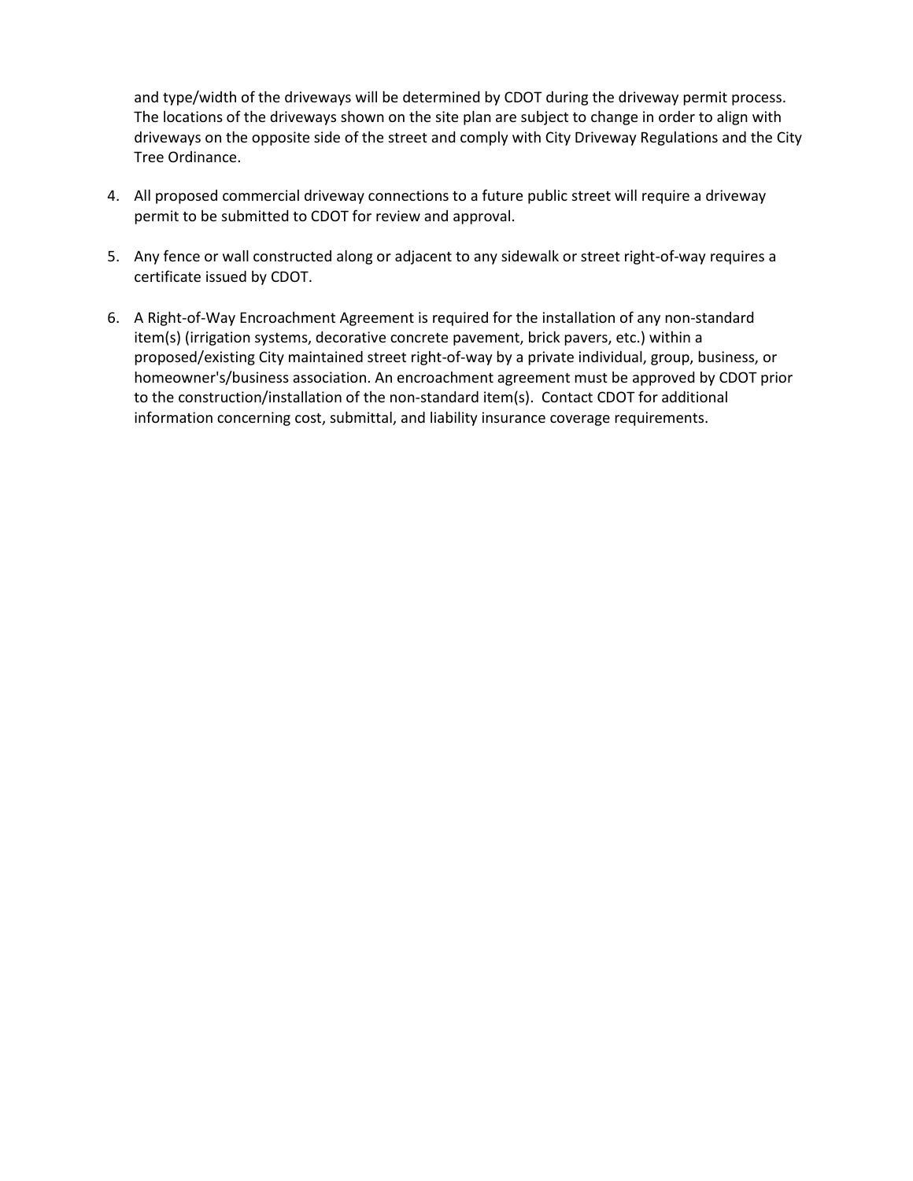and type/width of the driveways will be determined by CDOT during the driveway permit process. The locations of the driveways shown on the site plan are subject to change in order to align with driveways on the opposite side of the street and comply with City Driveway Regulations and the City Tree Ordinance.

4. All proposed commercial driveway connections to a future public street will require a driveway permit to be submitted to CDOT for review and approval.

5. Any fence or wall constructed along or adjacent to any sidewalk or street right-of-way requires a certificate issued by CDOT.

6. A Right-of-Way Encroachment Agreement is required for the installation of any non-standard item(s) (irrigation systems, decorative concrete pavement, brick pavers, etc.) within a proposed/existing City maintained street right-of-way by a private individual, group, business, or homeowner's/business association. An encroachment agreement must be approved by CDOT prior to the construction/installation of the non-standard item(s). Contact CDOT for additional information concerning cost, submittal, and liability insurance coverage requirements.